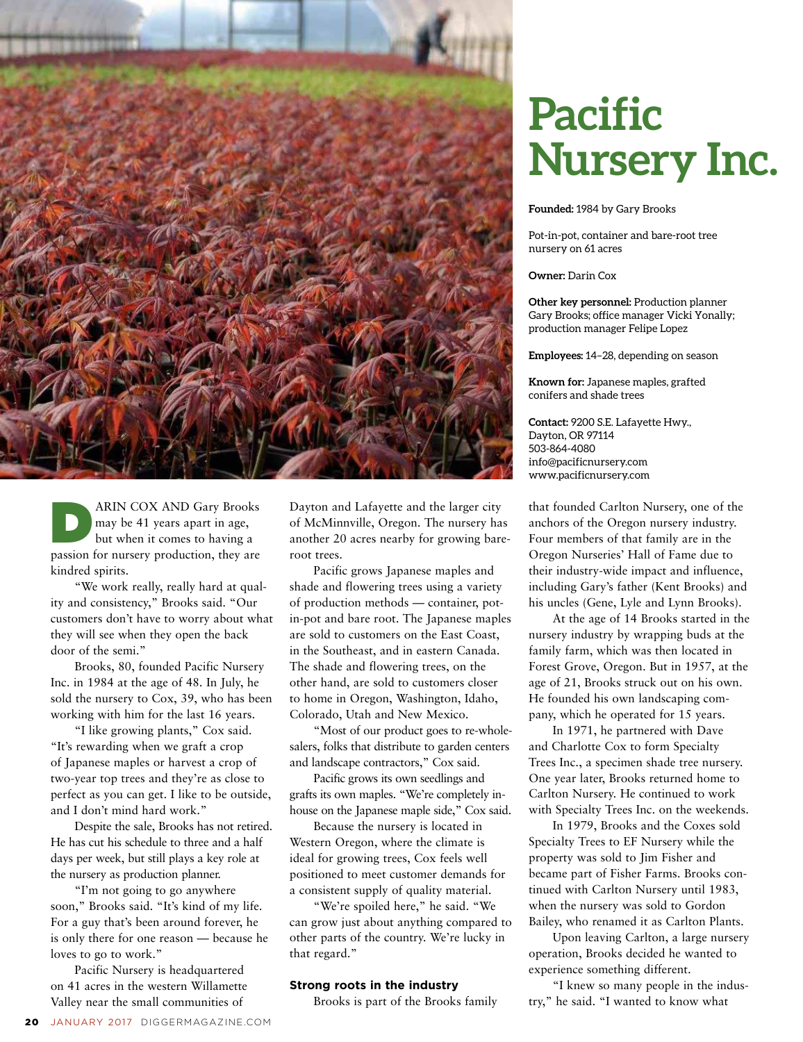# Pacific Nursery Inc.

**Founded:** 1984 by Gary Brooks

Pot-in-pot, container and bare-root tree nursery on 61 acres

**Owner:** Darin Cox

**Other key personnel:** Production planner Gary Brooks; office manager Vicki Yonally; production manager Felipe Lopez

**Employees:** 14–28, depending on season

**Known for:** Japanese maples, grafted conifers and shade trees

**Contact:** 9200 S.E. Lafayette Hwy., Dayton, OR 97114
503-864-4080
info@pacificnursery.com
www.pacificnursery.com

DARIN COX AND Gary Brooks may be 41 years apart in age, but when it comes to having a passion for nursery production, they are kindred spirits.

"We work really, really hard at quality and consistency," Brooks said. "Our customers don't have to worry about what they will see when they open the back door of the semi."

Brooks, 80, founded Pacific Nursery Inc. in 1984 at the age of 48. In July, he sold the nursery to Cox, 39, who has been working with him for the last 16 years.

"I like growing plants," Cox said. "It's rewarding when we graft a crop of Japanese maples or harvest a crop of two-year top trees and they're as close to perfect as you can get. I like to be outside, and I don't mind hard work."

Despite the sale, Brooks has not retired. He has cut his schedule to three and a half days per week, but still plays a key role at the nursery as production planner.

"I'm not going to go anywhere soon," Brooks said. "It's kind of my life. For a guy that's been around forever, he is only there for one reason — because he loves to go to work."

Pacific Nursery is headquartered on 41 acres in the western Willamette Valley near the small communities of Dayton and Lafayette and the larger city of McMinnville, Oregon. The nursery has another 20 acres nearby for growing bare-root trees.

Pacific grows Japanese maples and shade and flowering trees using a variety of production methods — container, pot-in-pot and bare root. The Japanese maples are sold to customers on the East Coast, in the Southeast, and in eastern Canada. The shade and flowering trees, on the other hand, are sold to customers closer to home in Oregon, Washington, Idaho, Colorado, Utah and New Mexico.

"Most of our product goes to re-wholesalers, folks that distribute to garden centers and landscape contractors," Cox said.

Pacific grows its own seedlings and grafts its own maples. "We're completely in-house on the Japanese maple side," Cox said.

Because the nursery is located in Western Oregon, where the climate is ideal for growing trees, Cox feels well positioned to meet customer demands for a consistent supply of quality material.

"We're spoiled here," he said. "We can grow just about anything compared to other parts of the country. We're lucky in that regard."

### Strong roots in the industry

Brooks is part of the Brooks family that founded Carlton Nursery, one of the anchors of the Oregon nursery industry. Four members of that family are in the Oregon Nurseries' Hall of Fame due to their industry-wide impact and influence, including Gary's father (Kent Brooks) and his uncles (Gene, Lyle and Lynn Brooks).

At the age of 14 Brooks started in the nursery industry by wrapping buds at the family farm, which was then located in Forest Grove, Oregon. But in 1957, at the age of 21, Brooks struck out on his own. He founded his own landscaping company, which he operated for 15 years.

In 1971, he partnered with Dave and Charlotte Cox to form Specialty Trees Inc., a specimen shade tree nursery. One year later, Brooks returned home to Carlton Nursery. He continued to work with Specialty Trees Inc. on the weekends.

In 1979, Brooks and the Coxes sold Specialty Trees to EF Nursery while the property was sold to Jim Fisher and became part of Fisher Farms. Brooks continued with Carlton Nursery until 1983, when the nursery was sold to Gordon Bailey, who renamed it as Carlton Plants.

Upon leaving Carlton, a large nursery operation, Brooks decided he wanted to experience something different.

"I knew so many people in the industry," he said. "I wanted to know what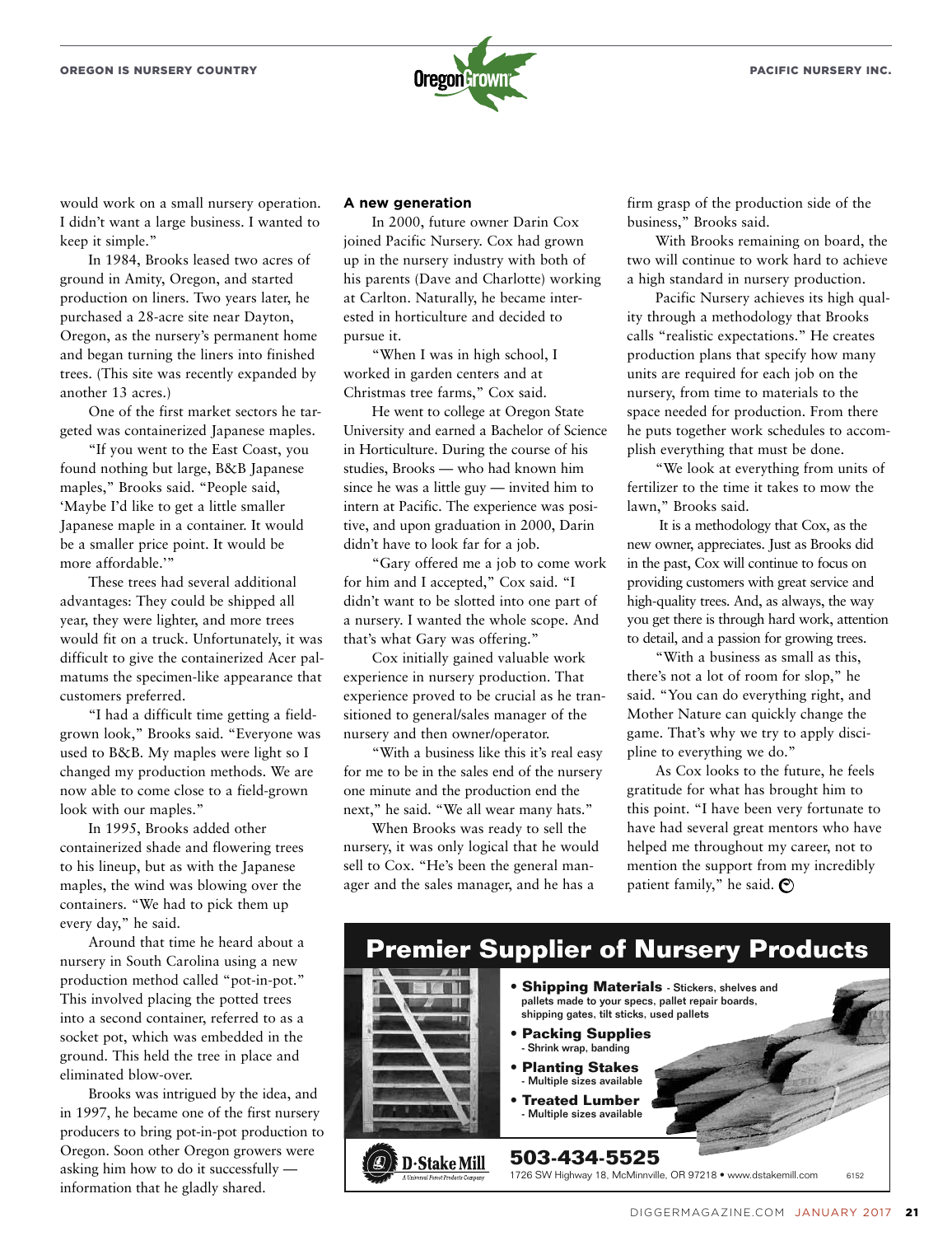would work on a small nursery operation. I didn't want a large business. I wanted to keep it simple."

In 1984, Brooks leased two acres of ground in Amity, Oregon, and started production on liners. Two years later, he purchased a 28-acre site near Dayton, Oregon, as the nursery's permanent home and began turning the liners into finished trees. (This site was recently expanded by another 13 acres.)

One of the first market sectors he targeted was containerized Japanese maples.

"If you went to the East Coast, you found nothing but large, B&B Japanese maples," Brooks said. "People said, 'Maybe I'd like to get a little smaller Japanese maple in a container. It would be a smaller price point. It would be more affordable.'"

These trees had several additional advantages: They could be shipped all year, they were lighter, and more trees would fit on a truck. Unfortunately, it was difficult to give the containerized Acer palmatums the specimen-like appearance that customers preferred.

"I had a difficult time getting a field-grown look," Brooks said. "Everyone was used to B&B. My maples were light so I changed my production methods. We are now able to come close to a field-grown look with our maples."

In 1995, Brooks added other containerized shade and flowering trees to his lineup, but as with the Japanese maples, the wind was blowing over the containers. "We had to pick them up every day," he said.

Around that time he heard about a nursery in South Carolina using a new production method called "pot-in-pot." This involved placing the potted trees into a second container, referred to as a socket pot, which was embedded in the ground. This held the tree in place and eliminated blow-over.

Brooks was intrigued by the idea, and in 1997, he became one of the first nursery producers to bring pot-in-pot production to Oregon. Soon other Oregon growers were asking him how to do it successfully — information that he gladly shared.

### A new generation

In 2000, future owner Darin Cox joined Pacific Nursery. Cox had grown up in the nursery industry with both of his parents (Dave and Charlotte) working at Carlton. Naturally, he became interested in horticulture and decided to pursue it.

"When I was in high school, I worked in garden centers and at Christmas tree farms," Cox said.

He went to college at Oregon State University and earned a Bachelor of Science in Horticulture. During the course of his studies, Brooks — who had known him since he was a little guy — invited him to intern at Pacific. The experience was positive, and upon graduation in 2000, Darin didn't have to look far for a job.

"Gary offered me a job to come work for him and I accepted," Cox said. "I didn't want to be slotted into one part of a nursery. I wanted the whole scope. And that's what Gary was offering."

Cox initially gained valuable work experience in nursery production. That experience proved to be crucial as he transitioned to general/sales manager of the nursery and then owner/operator.

"With a business like this it's real easy for me to be in the sales end of the nursery one minute and the production end the next," he said. "We all wear many hats."

When Brooks was ready to sell the nursery, it was only logical that he would sell to Cox. "He's been the general manager and the sales manager, and he has a firm grasp of the production side of the business," Brooks said.

With Brooks remaining on board, the two will continue to work hard to achieve a high standard in nursery production.

Pacific Nursery achieves its high quality through a methodology that Brooks calls "realistic expectations." He creates production plans that specify how many units are required for each job on the nursery, from time to materials to the space needed for production. From there he puts together work schedules to accomplish everything that must be done.

"We look at everything from units of fertilizer to the time it takes to mow the lawn," Brooks said.

It is a methodology that Cox, as the new owner, appreciates. Just as Brooks did in the past, Cox will continue to focus on providing customers with great service and high-quality trees. And, as always, the way you get there is through hard work, attention to detail, and a passion for growing trees.

"With a business as small as this, there's not a lot of room for slop," he said. "You can do everything right, and Mother Nature can quickly change the game. That's why we try to apply discipline to everything we do."

As Cox looks to the future, he feels gratitude for what has brought him to this point. "I have been very fortunate to have had several great mentors who have helped me throughout my career, not to mention the support from my incredibly patient family," he said.

## Premier Supplier of Nursery Products

- **Shipping Materials** - Stickers, shelves and pallets made to your specs, pallet repair boards, shipping gates, tilt sticks, used pallets
- **Packing Supplies** - Shrink wrap, banding
- **Planting Stakes** - Multiple sizes available
- **Treated Lumber** - Multiple sizes available

D·Stake Mill
A Universal Forest Products Company

**503-434-5525**
1726 SW Highway 18, McMinnville, OR 97218 • www.dstakemill.com

6152